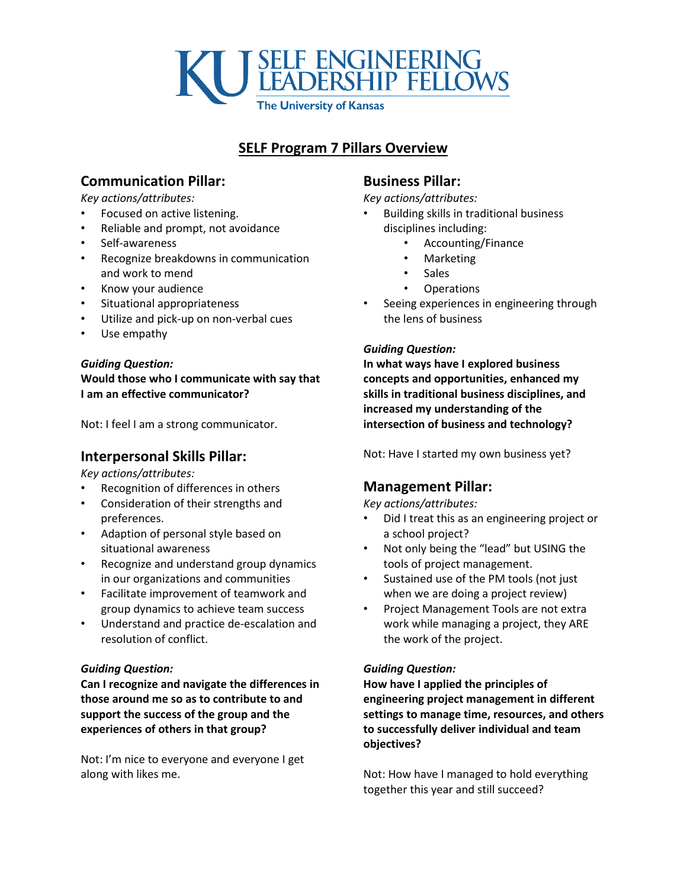KU SELF ENGINEERING LEADERSHIP FELLOWS
The University of Kansas

# SELF Program 7 Pillars Overview

## Communication Pillar:

*Key actions/attributes:*

- Focused on active listening.
- Reliable and prompt, not avoidance
- Self-awareness
- Recognize breakdowns in communication and work to mend
- Know your audience
- Situational appropriateness
- Utilize and pick-up on non-verbal cues
- Use empathy

***Guiding Question:***

**Would those who I communicate with say that I am an effective communicator?**

Not: I feel I am a strong communicator.

## Interpersonal Skills Pillar:

*Key actions/attributes:*

- Recognition of differences in others
- Consideration of their strengths and preferences.
- Adaption of personal style based on situational awareness
- Recognize and understand group dynamics in our organizations and communities
- Facilitate improvement of teamwork and group dynamics to achieve team success
- Understand and practice de-escalation and resolution of conflict.

***Guiding Question:***

**Can I recognize and navigate the differences in those around me so as to contribute to and support the success of the group and the experiences of others in that group?**

Not: I'm nice to everyone and everyone I get along with likes me.

## Business Pillar:

*Key actions/attributes:*

- Building skills in traditional business disciplines including:
  - Accounting/Finance
  - Marketing
  - Sales
  - Operations
- Seeing experiences in engineering through the lens of business

***Guiding Question:***

**In what ways have I explored business concepts and opportunities, enhanced my skills in traditional business disciplines, and increased my understanding of the intersection of business and technology?**

Not: Have I started my own business yet?

## Management Pillar:

*Key actions/attributes:*

- Did I treat this as an engineering project or a school project?
- Not only being the "lead" but USING the tools of project management.
- Sustained use of the PM tools (not just when we are doing a project review)
- Project Management Tools are not extra work while managing a project, they ARE the work of the project.

***Guiding Question:***

**How have I applied the principles of engineering project management in different settings to manage time, resources, and others to successfully deliver individual and team objectives?**

Not: How have I managed to hold everything together this year and still succeed?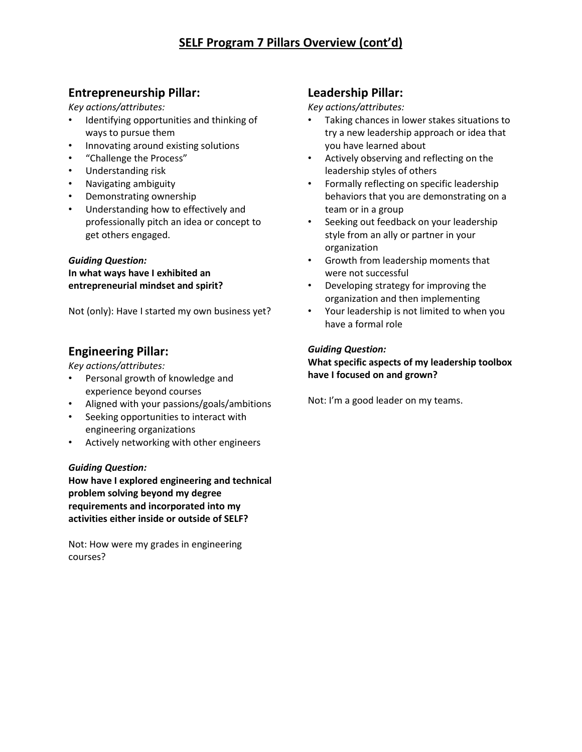# SELF Program 7 Pillars Overview (cont'd)

## Entrepreneurship Pillar:

*Key actions/attributes:*

- Identifying opportunities and thinking of ways to pursue them
- Innovating around existing solutions
- "Challenge the Process"
- Understanding risk
- Navigating ambiguity
- Demonstrating ownership
- Understanding how to effectively and professionally pitch an idea or concept to get others engaged.

***Guiding Question:***

**In what ways have I exhibited an entrepreneurial mindset and spirit?**

Not (only): Have I started my own business yet?

## Engineering Pillar:

*Key actions/attributes:*

- Personal growth of knowledge and experience beyond courses
- Aligned with your passions/goals/ambitions
- Seeking opportunities to interact with engineering organizations
- Actively networking with other engineers

***Guiding Question:***

**How have I explored engineering and technical problem solving beyond my degree requirements and incorporated into my activities either inside or outside of SELF?**

Not: How were my grades in engineering courses?

## Leadership Pillar:

*Key actions/attributes:*

- Taking chances in lower stakes situations to try a new leadership approach or idea that you have learned about
- Actively observing and reflecting on the leadership styles of others
- Formally reflecting on specific leadership behaviors that you are demonstrating on a team or in a group
- Seeking out feedback on your leadership style from an ally or partner in your organization
- Growth from leadership moments that were not successful
- Developing strategy for improving the organization and then implementing
- Your leadership is not limited to when you have a formal role

***Guiding Question:***

**What specific aspects of my leadership toolbox have I focused on and grown?**

Not: I'm a good leader on my teams.